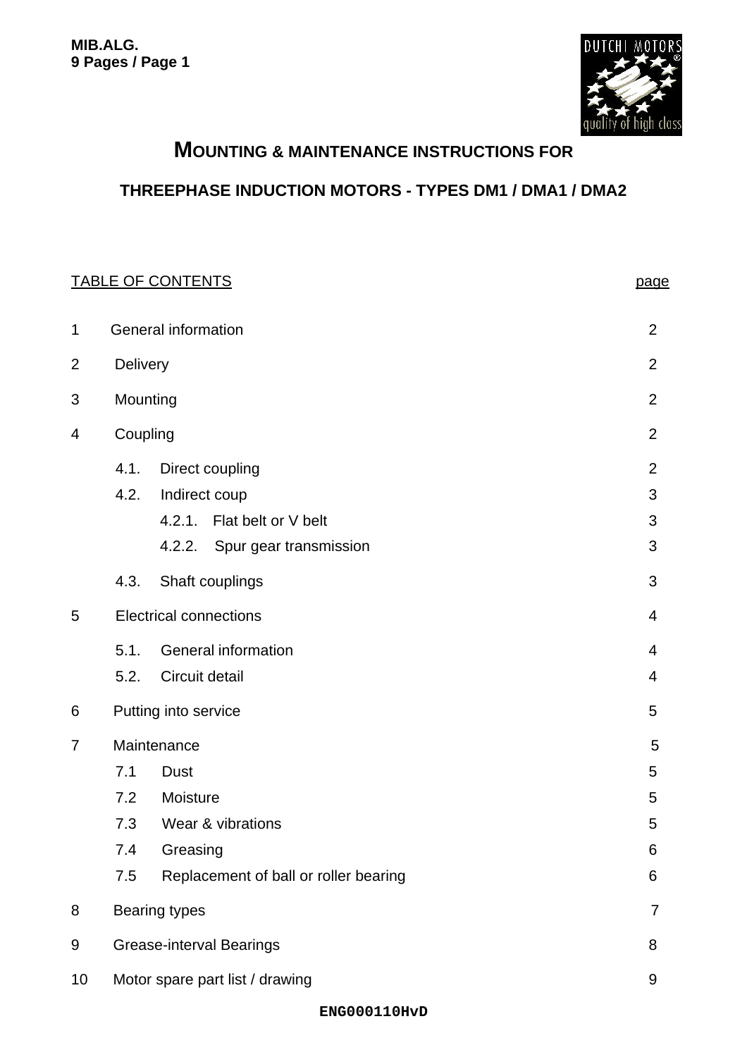# MOUNTING & MAINTENANCE INSTRUCTIONS FOR

## THREEPHASE INDUCTION MOTORS - TYPES DM1 / DMA1 / DMA2

| TABLE OF CONTENTS | | page |
|---|---|---|
| 1 | General information | 2 |
| 2 | Delivery | 2 |
| 3 | Mounting | 2 |
| 4 | Coupling | 2 |
| | 4.1. Direct coupling | 2 |
| | 4.2. Indirect coup | 3 |
| | 4.2.1. Flat belt or V belt | 3 |
| | 4.2.2. Spur gear transmission | 3 |
| | 4.3. Shaft couplings | 3 |
| 5 | Electrical connections | 4 |
| | 5.1. General information | 4 |
| | 5.2. Circuit detail | 4 |
| 6 | Putting into service | 5 |
| 7 | Maintenance | 5 |
| | 7.1 Dust | 5 |
| | 7.2 Moisture | 5 |
| | 7.3 Wear & vibrations | 5 |
| | 7.4 Greasing | 6 |
| | 7.5 Replacement of ball or roller bearing | 6 |
| 8 | Bearing types | 7 |
| 9 | Grease-interval Bearings | 8 |
| 10 | Motor spare part list / drawing | 9 |

ENG000110HvD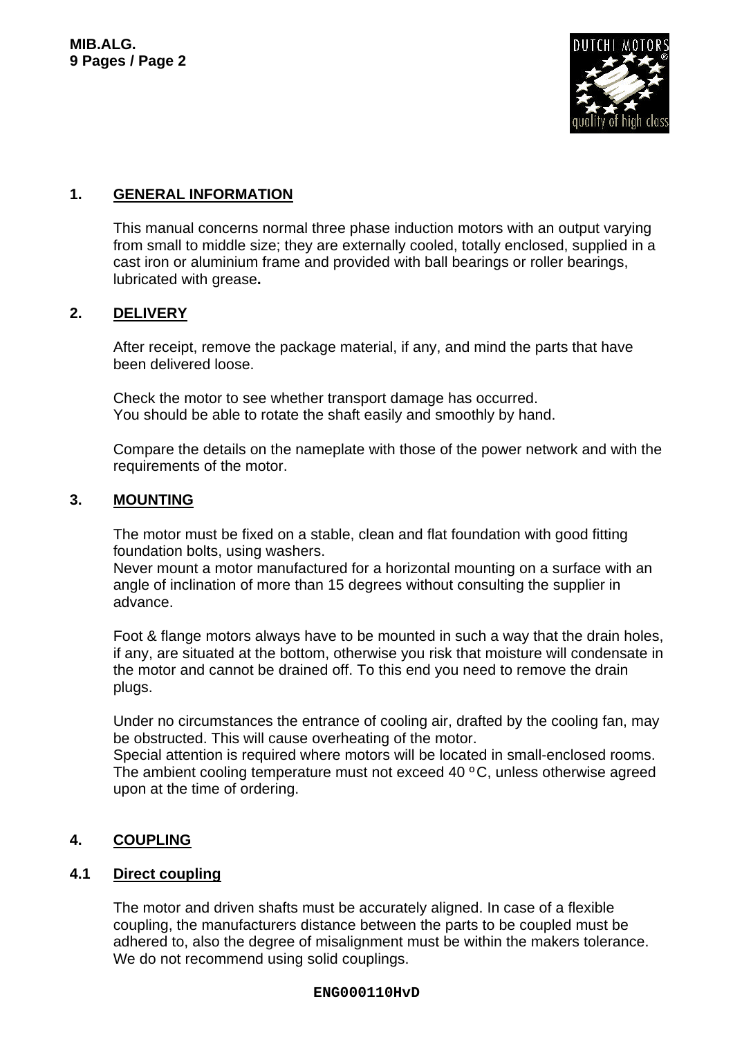## 1. GENERAL INFORMATION

This manual concerns normal three phase induction motors with an output varying from small to middle size; they are externally cooled, totally enclosed, supplied in a cast iron or aluminium frame and provided with ball bearings or roller bearings, lubricated with grease**.**

## 2. DELIVERY

After receipt, remove the package material, if any, and mind the parts that have been delivered loose.

Check the motor to see whether transport damage has occurred.
You should be able to rotate the shaft easily and smoothly by hand.

Compare the details on the nameplate with those of the power network and with the requirements of the motor.

## 3. MOUNTING

The motor must be fixed on a stable, clean and flat foundation with good fitting foundation bolts, using washers.
Never mount a motor manufactured for a horizontal mounting on a surface with an angle of inclination of more than 15 degrees without consulting the supplier in advance.

Foot & flange motors always have to be mounted in such a way that the drain holes, if any, are situated at the bottom, otherwise you risk that moisture will condensate in the motor and cannot be drained off. To this end you need to remove the drain plugs.

Under no circumstances the entrance of cooling air, drafted by the cooling fan, may be obstructed. This will cause overheating of the motor.
Special attention is required where motors will be located in small-enclosed rooms.
The ambient cooling temperature must not exceed 40 ºC, unless otherwise agreed upon at the time of ordering.

## 4. COUPLING

### 4.1 Direct coupling

The motor and driven shafts must be accurately aligned. In case of a flexible coupling, the manufacturers distance between the parts to be coupled must be adhered to, also the degree of misalignment must be within the makers tolerance.
We do not recommend using solid couplings.

ENG000110HvD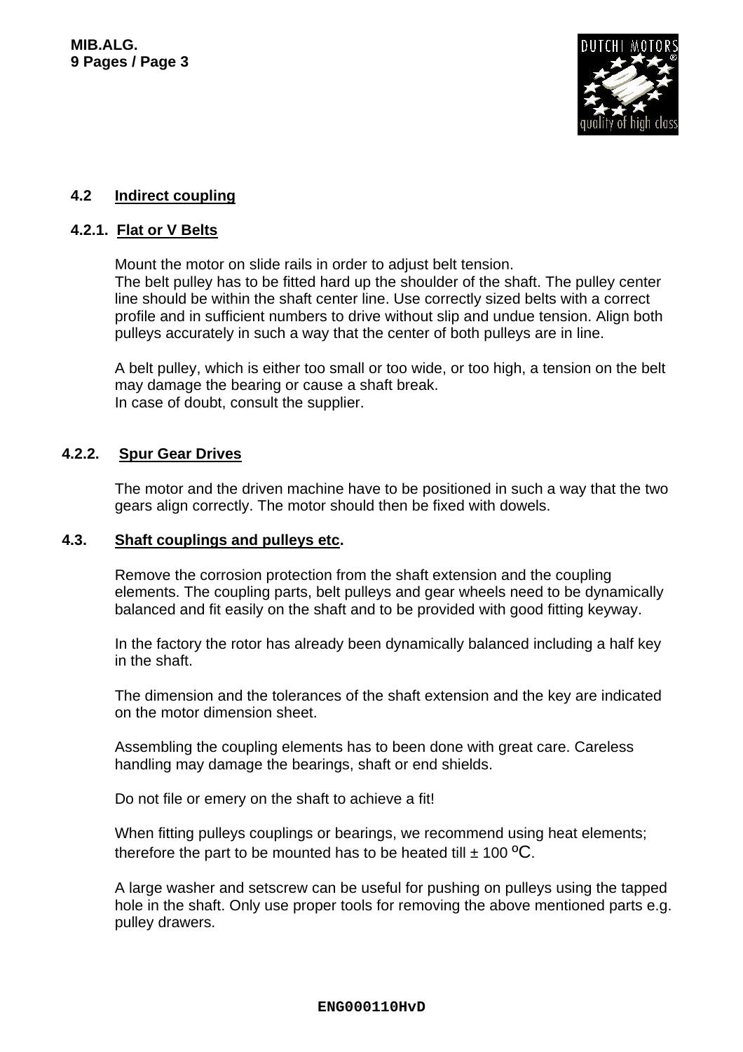### 4.2 Indirect coupling

#### 4.2.1. Flat or V Belts

Mount the motor on slide rails in order to adjust belt tension.
The belt pulley has to be fitted hard up the shoulder of the shaft. The pulley center line should be within the shaft center line. Use correctly sized belts with a correct profile and in sufficient numbers to drive without slip and undue tension. Align both pulleys accurately in such a way that the center of both pulleys are in line.

A belt pulley, which is either too small or too wide, or too high, a tension on the belt may damage the bearing or cause a shaft break.
In case of doubt, consult the supplier.

#### 4.2.2. Spur Gear Drives

The motor and the driven machine have to be positioned in such a way that the two gears align correctly. The motor should then be fixed with dowels.

### 4.3. Shaft couplings and pulleys etc.

Remove the corrosion protection from the shaft extension and the coupling elements. The coupling parts, belt pulleys and gear wheels need to be dynamically balanced and fit easily on the shaft and to be provided with good fitting keyway.

In the factory the rotor has already been dynamically balanced including a half key in the shaft.

The dimension and the tolerances of the shaft extension and the key are indicated on the motor dimension sheet.

Assembling the coupling elements has to been done with great care. Careless handling may damage the bearings, shaft or end shields.

Do not file or emery on the shaft to achieve a fit!

When fitting pulleys couplings or bearings, we recommend using heat elements; therefore the part to be mounted has to be heated till ± 100 ºC.

A large washer and setscrew can be useful for pushing on pulleys using the tapped hole in the shaft. Only use proper tools for removing the above mentioned parts e.g. pulley drawers.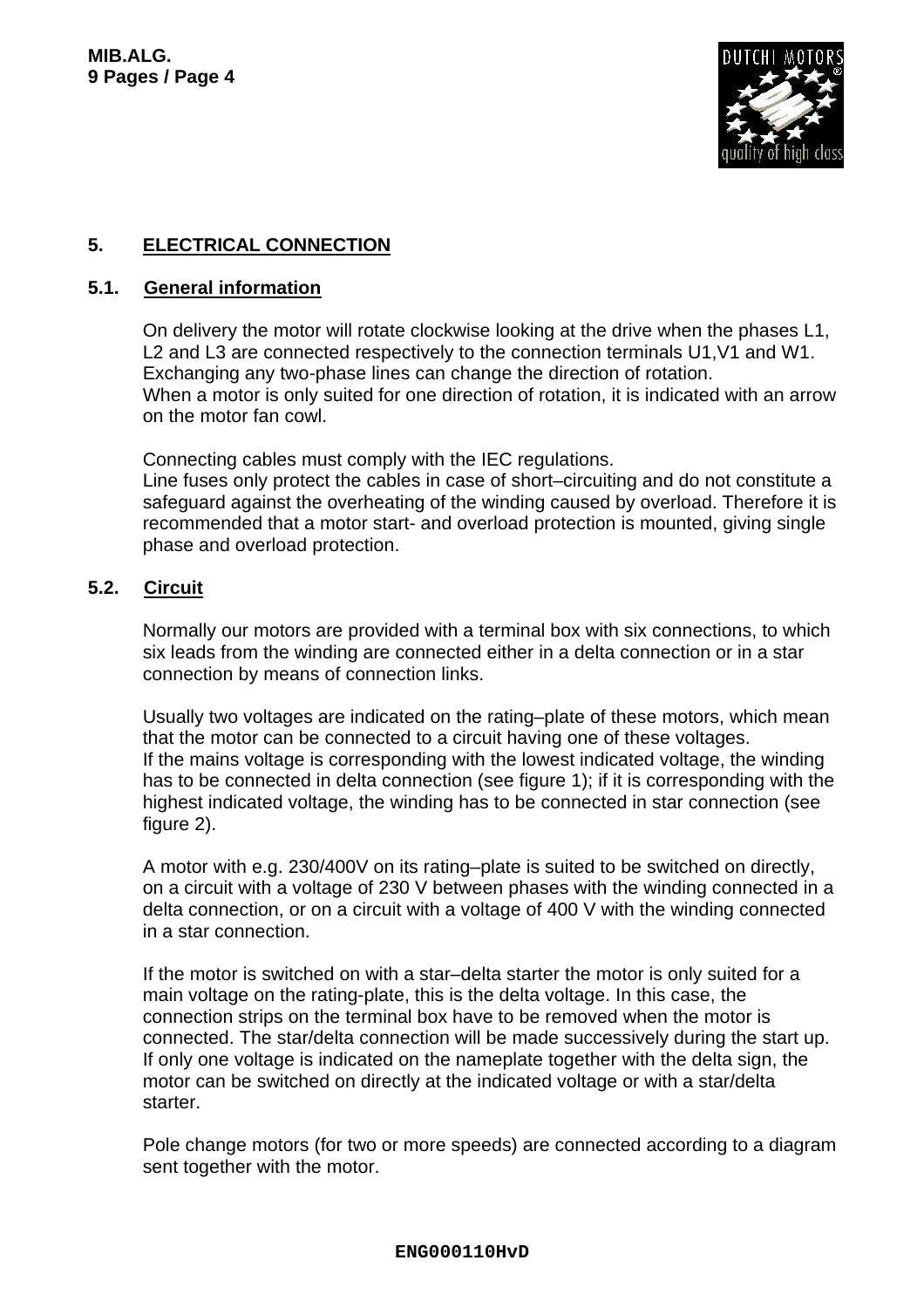## 5. ELECTRICAL CONNECTION

### 5.1. General information

On delivery the motor will rotate clockwise looking at the drive when the phases L1, L2 and L3 are connected respectively to the connection terminals U1,V1 and W1. Exchanging any two-phase lines can change the direction of rotation.
When a motor is only suited for one direction of rotation, it is indicated with an arrow on the motor fan cowl.

Connecting cables must comply with the IEC regulations.
Line fuses only protect the cables in case of short–circuiting and do not constitute a safeguard against the overheating of the winding caused by overload. Therefore it is recommended that a motor start- and overload protection is mounted, giving single phase and overload protection.

### 5.2. Circuit

Normally our motors are provided with a terminal box with six connections, to which six leads from the winding are connected either in a delta connection or in a star connection by means of connection links.

Usually two voltages are indicated on the rating–plate of these motors, which mean that the motor can be connected to a circuit having one of these voltages.
If the mains voltage is corresponding with the lowest indicated voltage, the winding has to be connected in delta connection (see figure 1); if it is corresponding with the highest indicated voltage, the winding has to be connected in star connection (see figure 2).

A motor with e.g. 230/400V on its rating–plate is suited to be switched on directly, on a circuit with a voltage of 230 V between phases with the winding connected in a delta connection, or on a circuit with a voltage of 400 V with the winding connected in a star connection.

If the motor is switched on with a star–delta starter the motor is only suited for a main voltage on the rating-plate, this is the delta voltage. In this case, the connection strips on the terminal box have to be removed when the motor is connected. The star/delta connection will be made successively during the start up.
If only one voltage is indicated on the nameplate together with the delta sign, the motor can be switched on directly at the indicated voltage or with a star/delta starter.

Pole change motors (for two or more speeds) are connected according to a diagram sent together with the motor.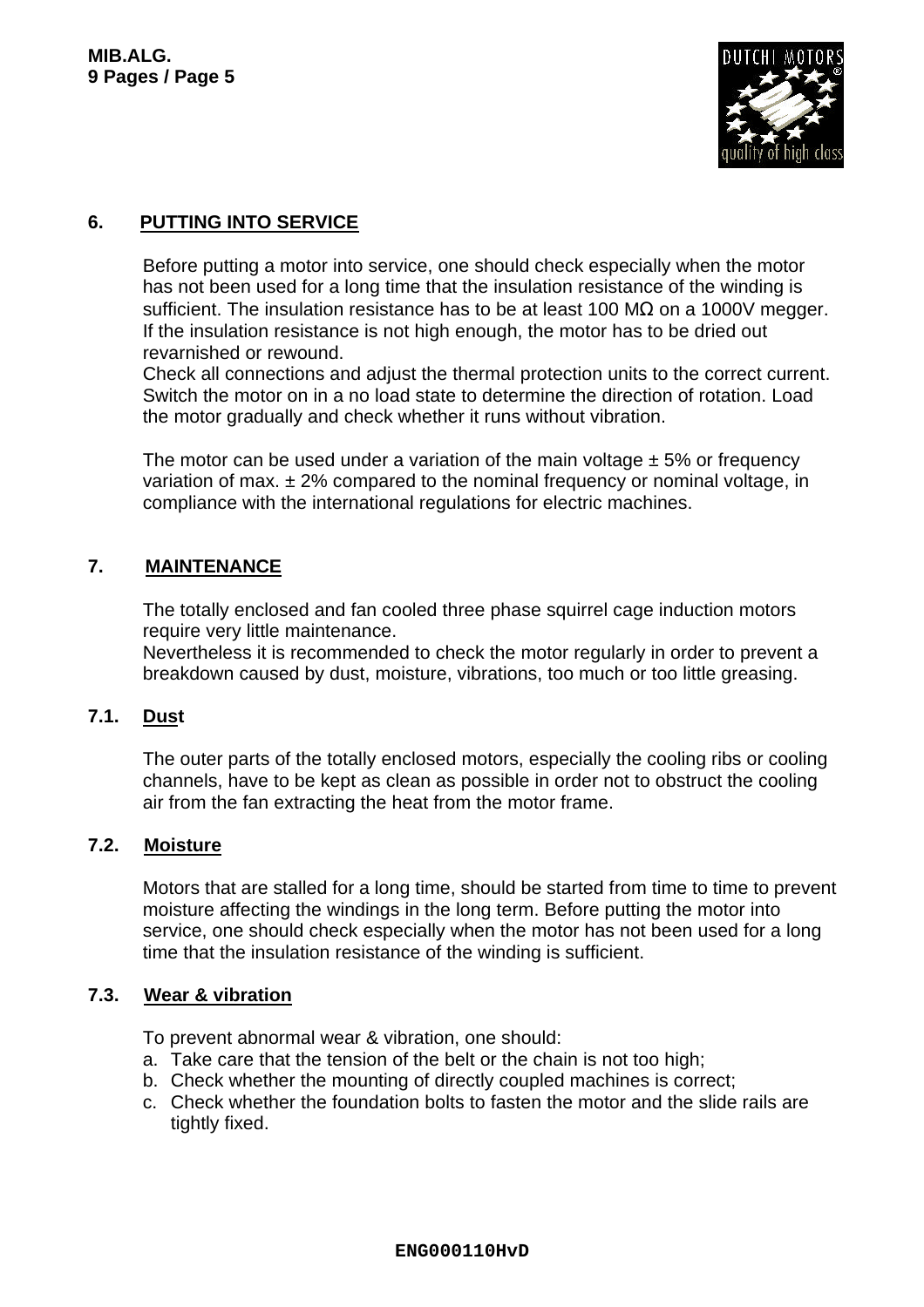## 6. PUTTING INTO SERVICE

Before putting a motor into service, one should check especially when the motor has not been used for a long time that the insulation resistance of the winding is sufficient. The insulation resistance has to be at least 100 MΩ on a 1000V megger. If the insulation resistance is not high enough, the motor has to be dried out revarnished or rewound.
Check all connections and adjust the thermal protection units to the correct current. Switch the motor on in a no load state to determine the direction of rotation. Load the motor gradually and check whether it runs without vibration.

The motor can be used under a variation of the main voltage ± 5% or frequency variation of max. ± 2% compared to the nominal frequency or nominal voltage, in compliance with the international regulations for electric machines.

## 7. MAINTENANCE

The totally enclosed and fan cooled three phase squirrel cage induction motors require very little maintenance.
Nevertheless it is recommended to check the motor regularly in order to prevent a breakdown caused by dust, moisture, vibrations, too much or too little greasing.

### 7.1. Dust

The outer parts of the totally enclosed motors, especially the cooling ribs or cooling channels, have to be kept as clean as possible in order not to obstruct the cooling air from the fan extracting the heat from the motor frame.

### 7.2. Moisture

Motors that are stalled for a long time, should be started from time to time to prevent moisture affecting the windings in the long term. Before putting the motor into service, one should check especially when the motor has not been used for a long time that the insulation resistance of the winding is sufficient.

### 7.3. Wear & vibration

To prevent abnormal wear & vibration, one should:

a. Take care that the tension of the belt or the chain is not too high;
b. Check whether the mounting of directly coupled machines is correct;
c. Check whether the foundation bolts to fasten the motor and the slide rails are tightly fixed.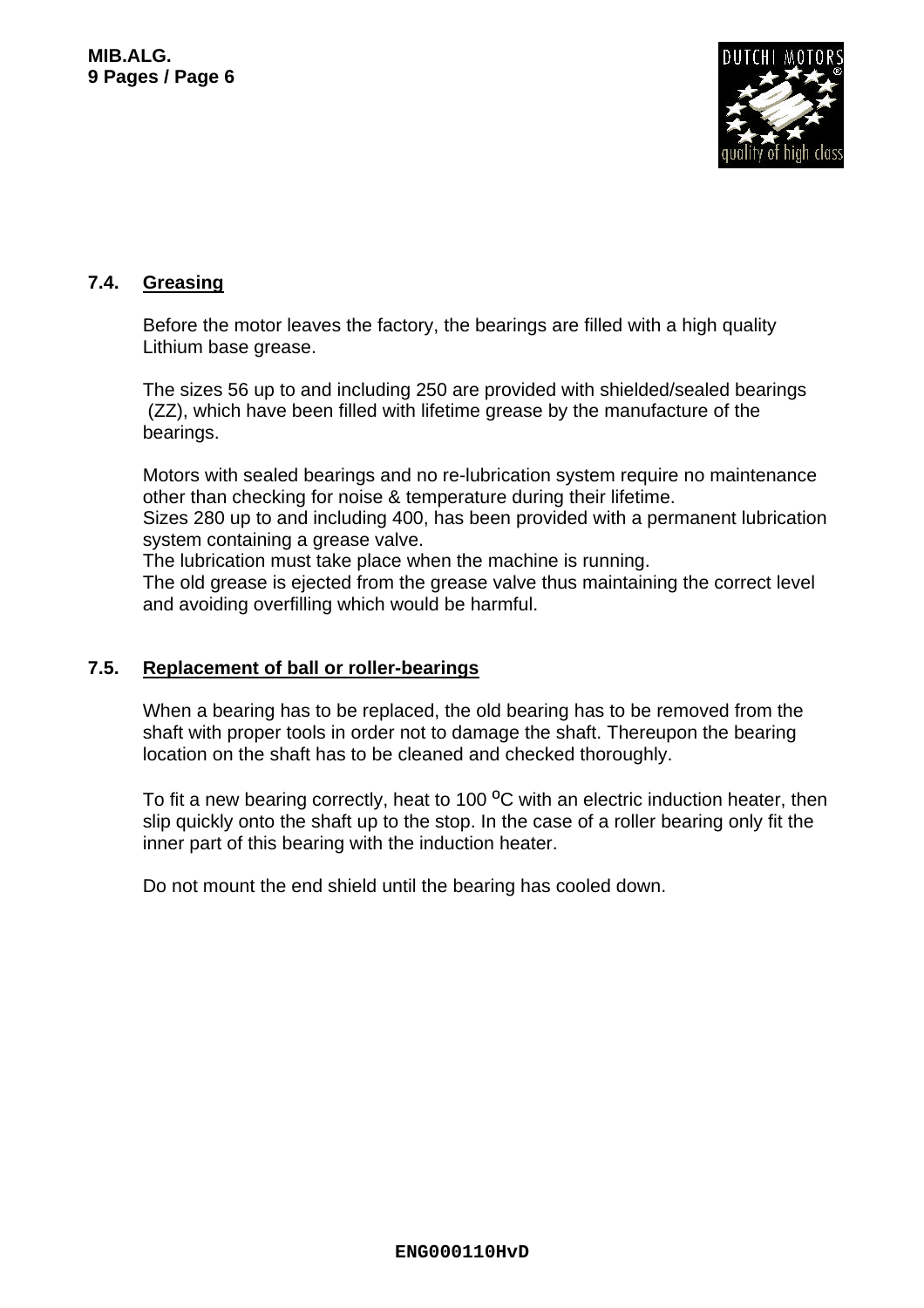## 7.4. Greasing

Before the motor leaves the factory, the bearings are filled with a high quality Lithium base grease.

The sizes 56 up to and including 250 are provided with shielded/sealed bearings (ZZ), which have been filled with lifetime grease by the manufacture of the bearings.

Motors with sealed bearings and no re-lubrication system require no maintenance other than checking for noise & temperature during their lifetime.
Sizes 280 up to and including 400, has been provided with a permanent lubrication system containing a grease valve.
The lubrication must take place when the machine is running.
The old grease is ejected from the grease valve thus maintaining the correct level and avoiding overfilling which would be harmful.

## 7.5. Replacement of ball or roller-bearings

When a bearing has to be replaced, the old bearing has to be removed from the shaft with proper tools in order not to damage the shaft. Thereupon the bearing location on the shaft has to be cleaned and checked thoroughly.

To fit a new bearing correctly, heat to 100 $^{o}$C with an electric induction heater, then slip quickly onto the shaft up to the stop. In the case of a roller bearing only fit the inner part of this bearing with the induction heater.

Do not mount the end shield until the bearing has cooled down.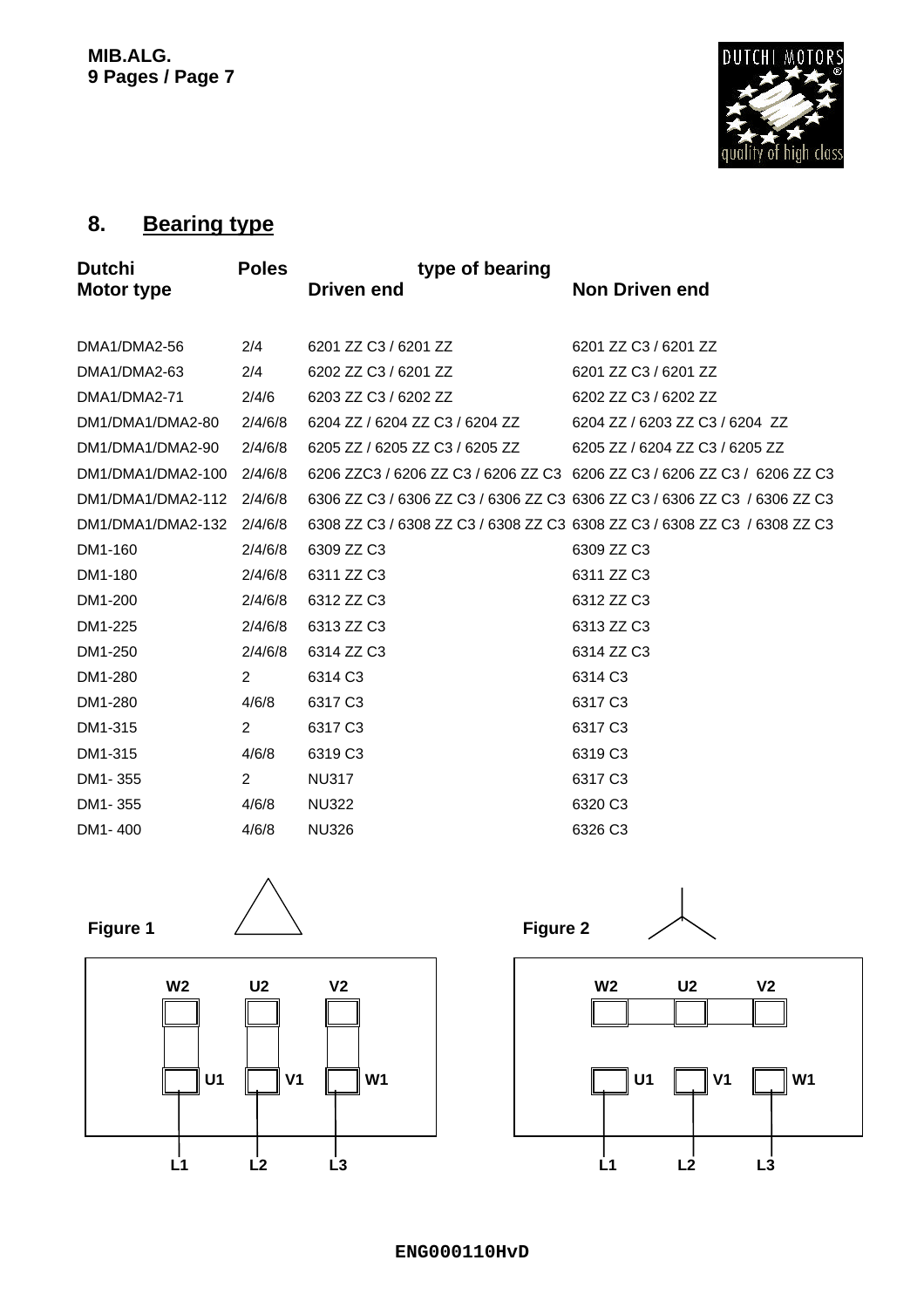## 8. Bearing type

| Dutchi Motor type | Poles | type of bearing Driven end | Non Driven end |
|---|---|---|---|
| DMA1/DMA2-56 | 2/4 | 6201 ZZ C3 / 6201 ZZ | 6201 ZZ C3 / 6201 ZZ |
| DMA1/DMA2-63 | 2/4 | 6202 ZZ C3 / 6201 ZZ | 6201 ZZ C3 / 6201 ZZ |
| DMA1/DMA2-71 | 2/4/6 | 6203 ZZ C3 / 6202 ZZ | 6202 ZZ C3 / 6202 ZZ |
| DM1/DMA1/DMA2-80 | 2/4/6/8 | 6204 ZZ / 6204 ZZ C3 / 6204 ZZ | 6204 ZZ / 6203 ZZ C3 / 6204 ZZ |
| DM1/DMA1/DMA2-90 | 2/4/6/8 | 6205 ZZ / 6205 ZZ C3 / 6205 ZZ | 6205 ZZ / 6204 ZZ C3 / 6205 ZZ |
| DM1/DMA1/DMA2-100 | 2/4/6/8 | 6206 ZZC3 / 6206 ZZ C3 / 6206 ZZ C3 | 6206 ZZ C3 / 6206 ZZ C3 / 6206 ZZ C3 |
| DM1/DMA1/DMA2-112 | 2/4/6/8 | 6306 ZZ C3 / 6306 ZZ C3 / 6306 ZZ C3 | 6306 ZZ C3 / 6306 ZZ C3 / 6306 ZZ C3 |
| DM1/DMA1/DMA2-132 | 2/4/6/8 | 6308 ZZ C3 / 6308 ZZ C3 / 6308 ZZ C3 | 6308 ZZ C3 / 6308 ZZ C3 / 6308 ZZ C3 |
| DM1-160 | 2/4/6/8 | 6309 ZZ C3 | 6309 ZZ C3 |
| DM1-180 | 2/4/6/8 | 6311 ZZ C3 | 6311 ZZ C3 |
| DM1-200 | 2/4/6/8 | 6312 ZZ C3 | 6312 ZZ C3 |
| DM1-225 | 2/4/6/8 | 6313 ZZ C3 | 6313 ZZ C3 |
| DM1-250 | 2/4/6/8 | 6314 ZZ C3 | 6314 ZZ C3 |
| DM1-280 | 2 | 6314 C3 | 6314 C3 |
| DM1-280 | 4/6/8 | 6317 C3 | 6317 C3 |
| DM1-315 | 2 | 6317 C3 | 6317 C3 |
| DM1-315 | 4/6/8 | 6319 C3 | 6319 C3 |
| DM1- 355 | 2 | NU317 | 6317 C3 |
| DM1- 355 | 4/6/8 | NU322 | 6320 C3 |
| DM1- 400 | 4/6/8 | NU326 | 6326 C3 |

**Figure 1**

W2 U2 V2

U1 V1 W1

L1 L2 L3

**Figure 2**

W2 U2 V2

U1 V1 W1

L1 L2 L3

ENG000110HvD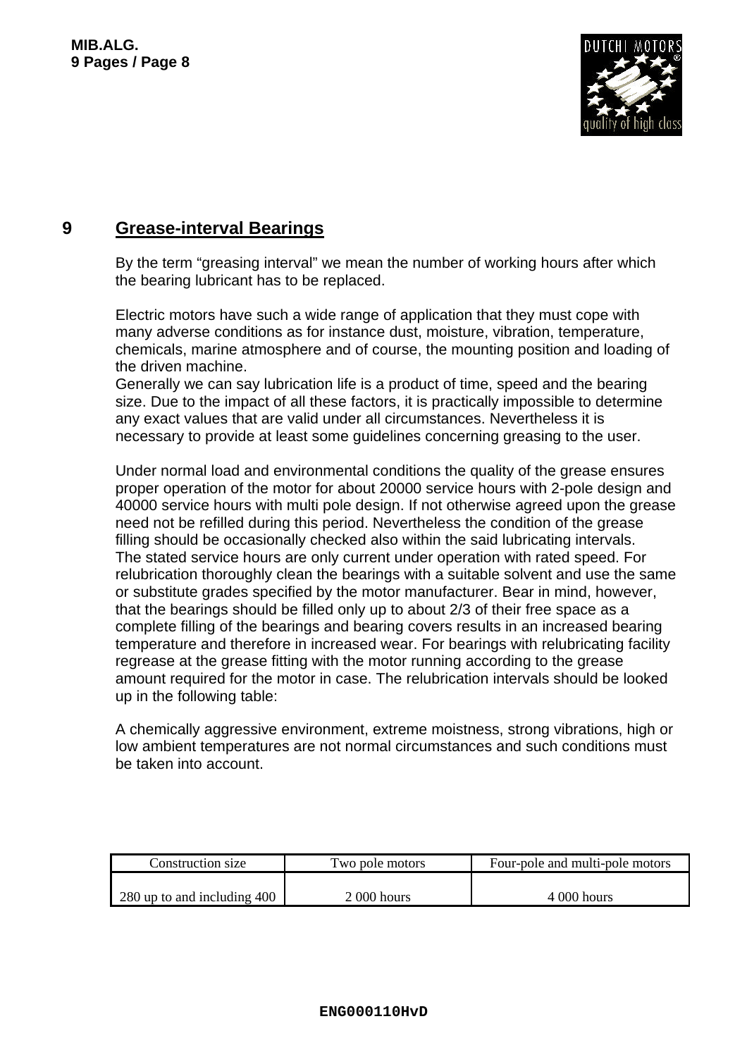# 9 Grease-interval Bearings

By the term “greasing interval” we mean the number of working hours after which the bearing lubricant has to be replaced.

Electric motors have such a wide range of application that they must cope with many adverse conditions as for instance dust, moisture, vibration, temperature, chemicals, marine atmosphere and of course, the mounting position and loading of the driven machine.
Generally we can say lubrication life is a product of time, speed and the bearing size. Due to the impact of all these factors, it is practically impossible to determine any exact values that are valid under all circumstances. Nevertheless it is necessary to provide at least some guidelines concerning greasing to the user.

Under normal load and environmental conditions the quality of the grease ensures proper operation of the motor for about 20000 service hours with 2-pole design and 40000 service hours with multi pole design. If not otherwise agreed upon the grease need not be refilled during this period. Nevertheless the condition of the grease filling should be occasionally checked also within the said lubricating intervals.
The stated service hours are only current under operation with rated speed. For relubrication thoroughly clean the bearings with a suitable solvent and use the same or substitute grades specified by the motor manufacturer. Bear in mind, however, that the bearings should be filled only up to about 2/3 of their free space as a complete filling of the bearings and bearing covers results in an increased bearing temperature and therefore in increased wear. For bearings with relubricating facility regrease at the grease fitting with the motor running according to the grease amount required for the motor in case. The relubrication intervals should be looked up in the following table:

A chemically aggressive environment, extreme moistness, strong vibrations, high or low ambient temperatures are not normal circumstances and such conditions must be taken into account.

| Construction size | Two pole motors | Four-pole and multi-pole motors |
|---|---|---|
| 280 up to and including 400 | 2 000 hours | 4 000 hours |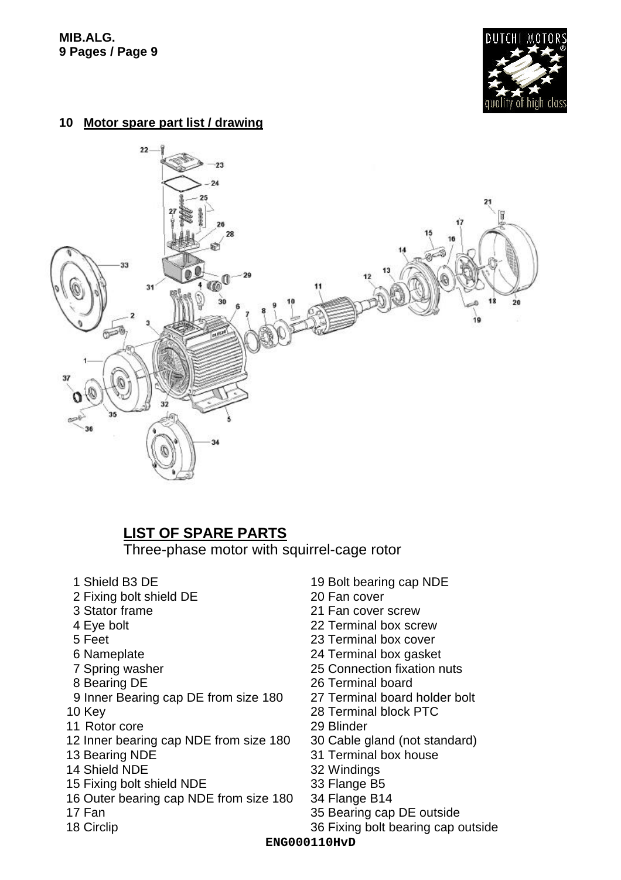## 10 Motor spare part list / drawing

## LIST OF SPARE PARTS

Three-phase motor with squirrel-cage rotor

1 Shield B3 DE
2 Fixing bolt shield DE
3 Stator frame
4 Eye bolt
5 Feet
6 Nameplate
7 Spring washer
8 Bearing DE
9 Inner Bearing cap DE from size 180
10 Key
11 Rotor core
12 Inner bearing cap NDE from size 180
13 Bearing NDE
14 Shield NDE
15 Fixing bolt shield NDE
16 Outer bearing cap NDE from size 180
17 Fan
18 Circlip
19 Bolt bearing cap NDE
20 Fan cover
21 Fan cover screw
22 Terminal box screw
23 Terminal box cover
24 Terminal box gasket
25 Connection fixation nuts
26 Terminal board
27 Terminal board holder bolt
28 Terminal block PTC
29 Blinder
30 Cable gland (not standard)
31 Terminal box house
32 Windings
33 Flange B5
34 Flange B14
35 Bearing cap DE outside
36 Fixing bolt bearing cap outside

ENG000110HvD